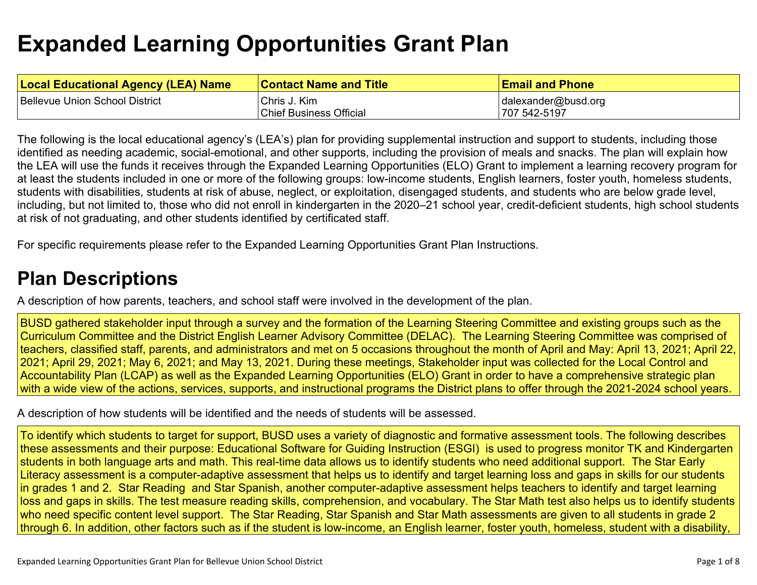# Expanded Learning Opportunities Grant Plan

| Local Educational Agency (LEA) Name | Contact Name and Title | Email and Phone |
|---|---|---|
| Bellevue Union School District | Chris J. Kim<br>Chief Business Official | dalexander@busd.org<br>707 542-5197 |

The following is the local educational agency's (LEA's) plan for providing supplemental instruction and support to students, including those identified as needing academic, social-emotional, and other supports, including the provision of meals and snacks. The plan will explain how the LEA will use the funds it receives through the Expanded Learning Opportunities (ELO) Grant to implement a learning recovery program for at least the students included in one or more of the following groups: low-income students, English learners, foster youth, homeless students, students with disabilities, students at risk of abuse, neglect, or exploitation, disengaged students, and students who are below grade level, including, but not limited to, those who did not enroll in kindergarten in the 2020–21 school year, credit-deficient students, high school students at risk of not graduating, and other students identified by certificated staff.

For specific requirements please refer to the Expanded Learning Opportunities Grant Plan Instructions.

## Plan Descriptions

A description of how parents, teachers, and school staff were involved in the development of the plan.

BUSD gathered stakeholder input through a survey and the formation of the Learning Steering Committee and existing groups such as the Curriculum Committee and the District English Learner Advisory Committee (DELAC). The Learning Steering Committee was comprised of teachers, classified staff, parents, and administrators and met on 5 occasions throughout the month of April and May: April 13, 2021; April 22, 2021; April 29, 2021; May 6, 2021; and May 13, 2021. During these meetings, Stakeholder input was collected for the Local Control and Accountability Plan (LCAP) as well as the Expanded Learning Opportunities (ELO) Grant in order to have a comprehensive strategic plan with a wide view of the actions, services, supports, and instructional programs the District plans to offer through the 2021-2024 school years.

A description of how students will be identified and the needs of students will be assessed.

To identify which students to target for support, BUSD uses a variety of diagnostic and formative assessment tools. The following describes these assessments and their purpose: Educational Software for Guiding Instruction (ESGI) is used to progress monitor TK and Kindergarten students in both language arts and math. This real-time data allows us to identify students who need additional support. The Star Early Literacy assessment is a computer-adaptive assessment that helps us to identify and target learning loss and gaps in skills for our students in grades 1 and 2. Star Reading and Star Spanish, another computer-adaptive assessment helps teachers to identify and target learning loss and gaps in skills. The test measure reading skills, comprehension, and vocabulary. The Star Math test also helps us to identify students who need specific content level support. The Star Reading, Star Spanish and Star Math assessments are given to all students in grade 2 through 6. In addition, other factors such as if the student is low-income, an English learner, foster youth, homeless, student with a disability,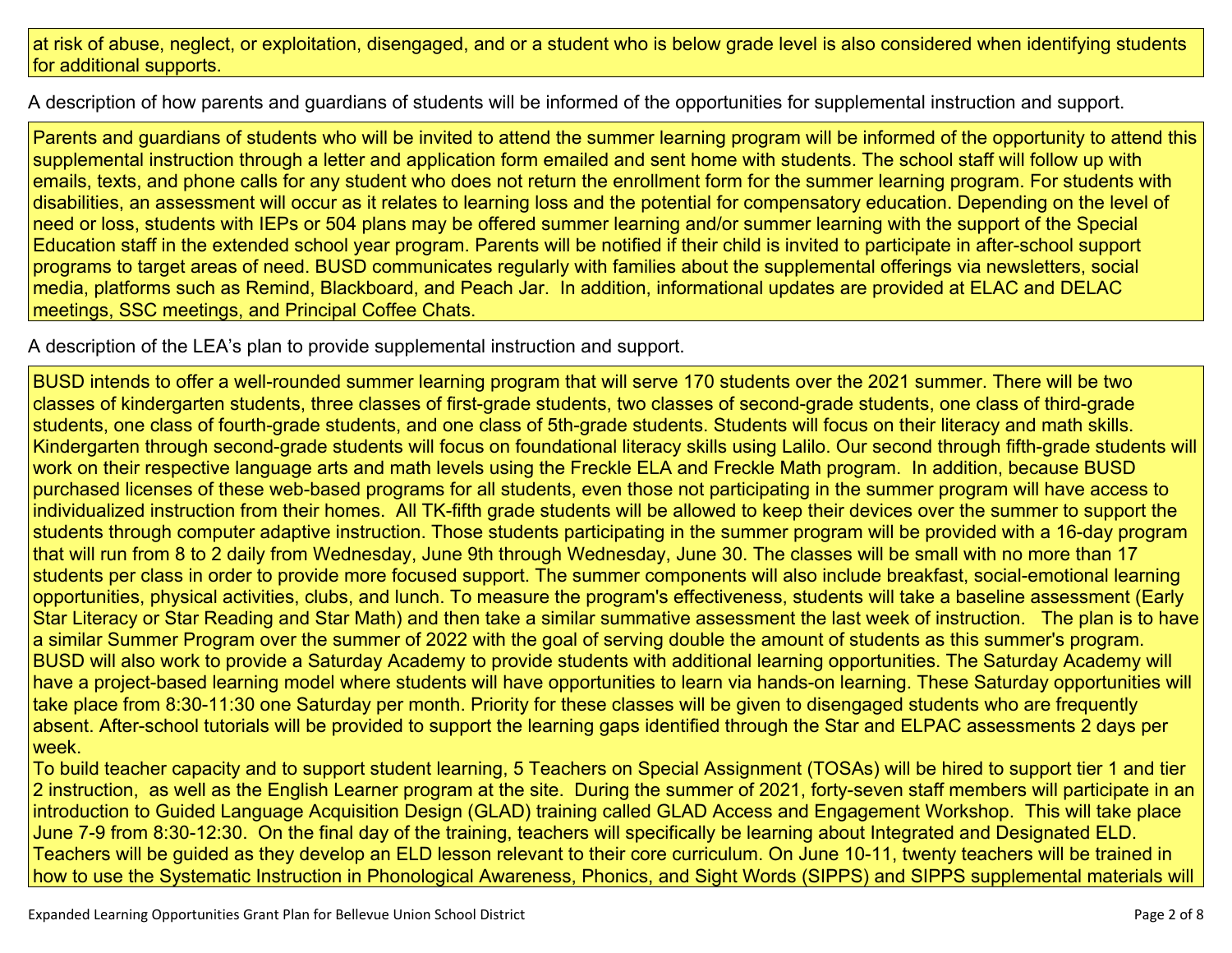at risk of abuse, neglect, or exploitation, disengaged, and or a student who is below grade level is also considered when identifying students for additional supports.

A description of how parents and guardians of students will be informed of the opportunities for supplemental instruction and support.

Parents and guardians of students who will be invited to attend the summer learning program will be informed of the opportunity to attend this supplemental instruction through a letter and application form emailed and sent home with students. The school staff will follow up with emails, texts, and phone calls for any student who does not return the enrollment form for the summer learning program. For students with disabilities, an assessment will occur as it relates to learning loss and the potential for compensatory education. Depending on the level of need or loss, students with IEPs or 504 plans may be offered summer learning and/or summer learning with the support of the Special Education staff in the extended school year program. Parents will be notified if their child is invited to participate in after-school support programs to target areas of need. BUSD communicates regularly with families about the supplemental offerings via newsletters, social media, platforms such as Remind, Blackboard, and Peach Jar. In addition, informational updates are provided at ELAC and DELAC meetings, SSC meetings, and Principal Coffee Chats.

A description of the LEA's plan to provide supplemental instruction and support.

BUSD intends to offer a well-rounded summer learning program that will serve 170 students over the 2021 summer. There will be two classes of kindergarten students, three classes of first-grade students, two classes of second-grade students, one class of third-grade students, one class of fourth-grade students, and one class of 5th-grade students. Students will focus on their literacy and math skills. Kindergarten through second-grade students will focus on foundational literacy skills using Lalilo. Our second through fifth-grade students will work on their respective language arts and math levels using the Freckle ELA and Freckle Math program. In addition, because BUSD purchased licenses of these web-based programs for all students, even those not participating in the summer program will have access to individualized instruction from their homes. All TK-fifth grade students will be allowed to keep their devices over the summer to support the students through computer adaptive instruction. Those students participating in the summer program will be provided with a 16-day program that will run from 8 to 2 daily from Wednesday, June 9th through Wednesday, June 30. The classes will be small with no more than 17 students per class in order to provide more focused support. The summer components will also include breakfast, social-emotional learning opportunities, physical activities, clubs, and lunch. To measure the program's effectiveness, students will take a baseline assessment (Early Star Literacy or Star Reading and Star Math) and then take a similar summative assessment the last week of instruction. The plan is to have a similar Summer Program over the summer of 2022 with the goal of serving double the amount of students as this summer's program. BUSD will also work to provide a Saturday Academy to provide students with additional learning opportunities. The Saturday Academy will have a project-based learning model where students will have opportunities to learn via hands-on learning. These Saturday opportunities will take place from 8:30-11:30 one Saturday per month. Priority for these classes will be given to disengaged students who are frequently absent. After-school tutorials will be provided to support the learning gaps identified through the Star and ELPAC assessments 2 days per week.

To build teacher capacity and to support student learning, 5 Teachers on Special Assignment (TOSAs) will be hired to support tier 1 and tier 2 instruction, as well as the English Learner program at the site. During the summer of 2021, forty-seven staff members will participate in an introduction to Guided Language Acquisition Design (GLAD) training called GLAD Access and Engagement Workshop. This will take place June 7-9 from 8:30-12:30. On the final day of the training, teachers will specifically be learning about Integrated and Designated ELD. Teachers will be guided as they develop an ELD lesson relevant to their core curriculum. On June 10-11, twenty teachers will be trained in how to use the Systematic Instruction in Phonological Awareness, Phonics, and Sight Words (SIPPS) and SIPPS supplemental materials will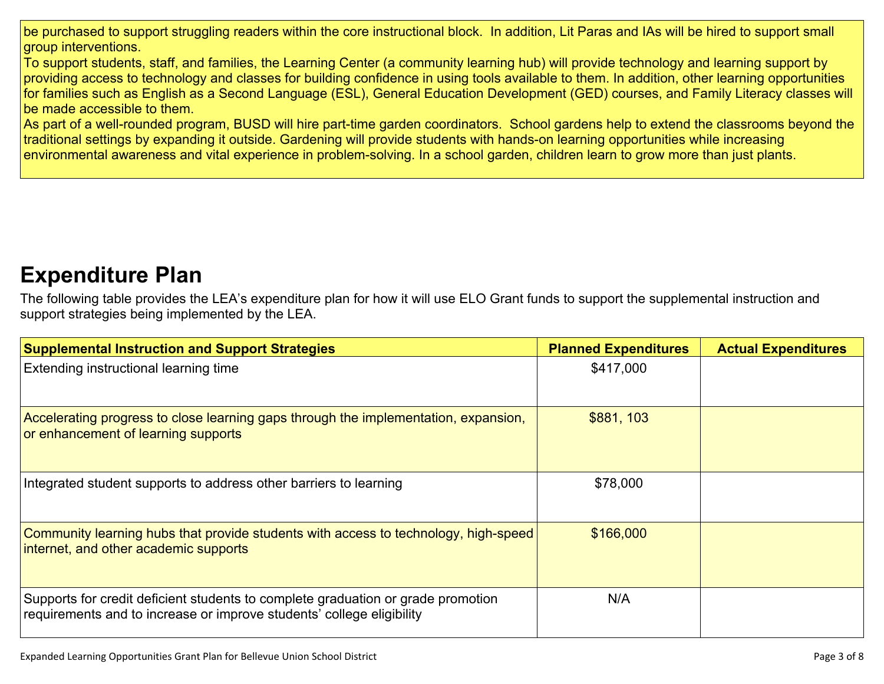be purchased to support struggling readers within the core instructional block.  In addition, Lit Paras and IAs will be hired to support small group interventions.
To support students, staff, and families, the Learning Center (a community learning hub) will provide technology and learning support by providing access to technology and classes for building confidence in using tools available to them. In addition, other learning opportunities for families such as English as a Second Language (ESL), General Education Development (GED) courses, and Family Literacy classes will be made accessible to them.
As part of a well-rounded program, BUSD will hire part-time garden coordinators.  School gardens help to extend the classrooms beyond the traditional settings by expanding it outside. Gardening will provide students with hands-on learning opportunities while increasing environmental awareness and vital experience in problem-solving. In a school garden, children learn to grow more than just plants.

# Expenditure Plan

The following table provides the LEA's expenditure plan for how it will use ELO Grant funds to support the supplemental instruction and support strategies being implemented by the LEA.

| Supplemental Instruction and Support Strategies | Planned Expenditures | Actual Expenditures |
|---|---|---|
| Extending instructional learning time | $417,000 | |
| Accelerating progress to close learning gaps through the implementation, expansion, or enhancement of learning supports | $881, 103 | |
| Integrated student supports to address other barriers to learning | $78,000 | |
| Community learning hubs that provide students with access to technology, high-speed internet, and other academic supports | $166,000 | |
| Supports for credit deficient students to complete graduation or grade promotion requirements and to increase or improve students' college eligibility | N/A | |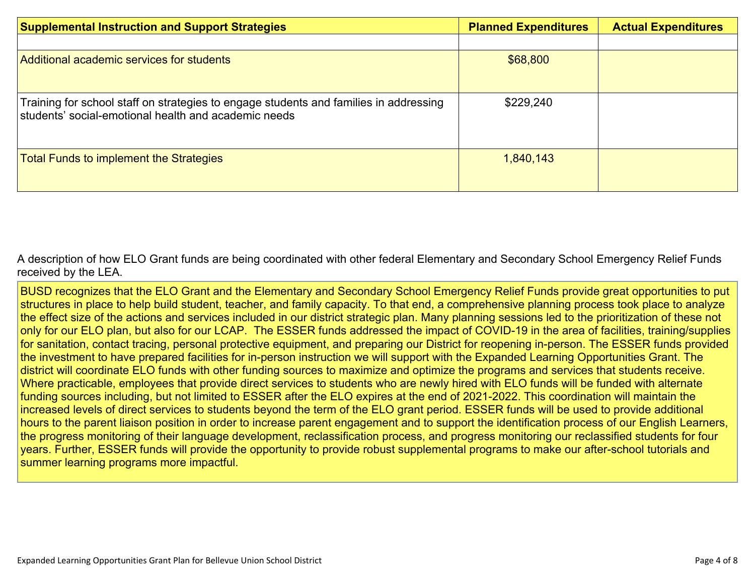| Supplemental Instruction and Support Strategies | Planned Expenditures | Actual Expenditures |
|---|---|---|
| | | |
| Additional academic services for students | $68,800 | |
| Training for school staff on strategies to engage students and families in addressing students' social-emotional health and academic needs | $229,240 | |
| Total Funds to implement the Strategies | 1,840,143 | |

A description of how ELO Grant funds are being coordinated with other federal Elementary and Secondary School Emergency Relief Funds received by the LEA.

BUSD recognizes that the ELO Grant and the Elementary and Secondary School Emergency Relief Funds provide great opportunities to put structures in place to help build student, teacher, and family capacity. To that end, a comprehensive planning process took place to analyze the effect size of the actions and services included in our district strategic plan. Many planning sessions led to the prioritization of these not only for our ELO plan, but also for our LCAP. The ESSER funds addressed the impact of COVID-19 in the area of facilities, training/supplies for sanitation, contact tracing, personal protective equipment, and preparing our District for reopening in-person. The ESSER funds provided the investment to have prepared facilities for in-person instruction we will support with the Expanded Learning Opportunities Grant. The district will coordinate ELO funds with other funding sources to maximize and optimize the programs and services that students receive. Where practicable, employees that provide direct services to students who are newly hired with ELO funds will be funded with alternate funding sources including, but not limited to ESSER after the ELO expires at the end of 2021-2022. This coordination will maintain the increased levels of direct services to students beyond the term of the ELO grant period. ESSER funds will be used to provide additional hours to the parent liaison position in order to increase parent engagement and to support the identification process of our English Learners, the progress monitoring of their language development, reclassification process, and progress monitoring our reclassified students for four years. Further, ESSER funds will provide the opportunity to provide robust supplemental programs to make our after-school tutorials and summer learning programs more impactful.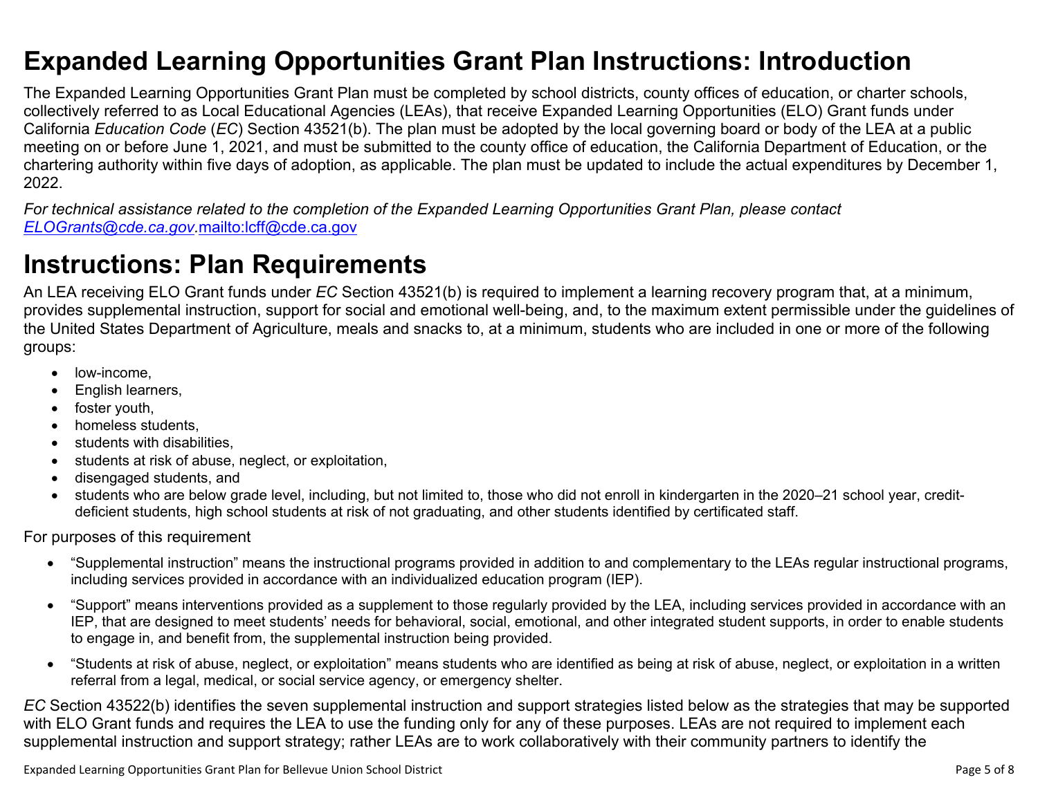# Expanded Learning Opportunities Grant Plan Instructions: Introduction

The Expanded Learning Opportunities Grant Plan must be completed by school districts, county offices of education, or charter schools, collectively referred to as Local Educational Agencies (LEAs), that receive Expanded Learning Opportunities (ELO) Grant funds under California *Education Code* (*EC*) Section 43521(b). The plan must be adopted by the local governing board or body of the LEA at a public meeting on or before June 1, 2021, and must be submitted to the county office of education, the California Department of Education, or the chartering authority within five days of adoption, as applicable. The plan must be updated to include the actual expenditures by December 1, 2022.

*For technical assistance related to the completion of the Expanded Learning Opportunities Grant Plan, please contact [ELOGrants@cde.ca.gov](mailto:ELOGrants@cde.ca.gov).*[mailto:lcff@cde.ca.gov](mailto:lcff@cde.ca.gov)

# Instructions: Plan Requirements

An LEA receiving ELO Grant funds under *EC* Section 43521(b) is required to implement a learning recovery program that, at a minimum, provides supplemental instruction, support for social and emotional well-being, and, to the maximum extent permissible under the guidelines of the United States Department of Agriculture, meals and snacks to, at a minimum, students who are included in one or more of the following groups:

- low-income,
- English learners,
- foster youth,
- homeless students,
- students with disabilities,
- students at risk of abuse, neglect, or exploitation,
- disengaged students, and
- students who are below grade level, including, but not limited to, those who did not enroll in kindergarten in the 2020–21 school year, credit-deficient students, high school students at risk of not graduating, and other students identified by certificated staff.

For purposes of this requirement

- "Supplemental instruction" means the instructional programs provided in addition to and complementary to the LEAs regular instructional programs, including services provided in accordance with an individualized education program (IEP).
- "Support" means interventions provided as a supplement to those regularly provided by the LEA, including services provided in accordance with an IEP, that are designed to meet students' needs for behavioral, social, emotional, and other integrated student supports, in order to enable students to engage in, and benefit from, the supplemental instruction being provided.
- "Students at risk of abuse, neglect, or exploitation" means students who are identified as being at risk of abuse, neglect, or exploitation in a written referral from a legal, medical, or social service agency, or emergency shelter.

*EC* Section 43522(b) identifies the seven supplemental instruction and support strategies listed below as the strategies that may be supported with ELO Grant funds and requires the LEA to use the funding only for any of these purposes. LEAs are not required to implement each supplemental instruction and support strategy; rather LEAs are to work collaboratively with their community partners to identify the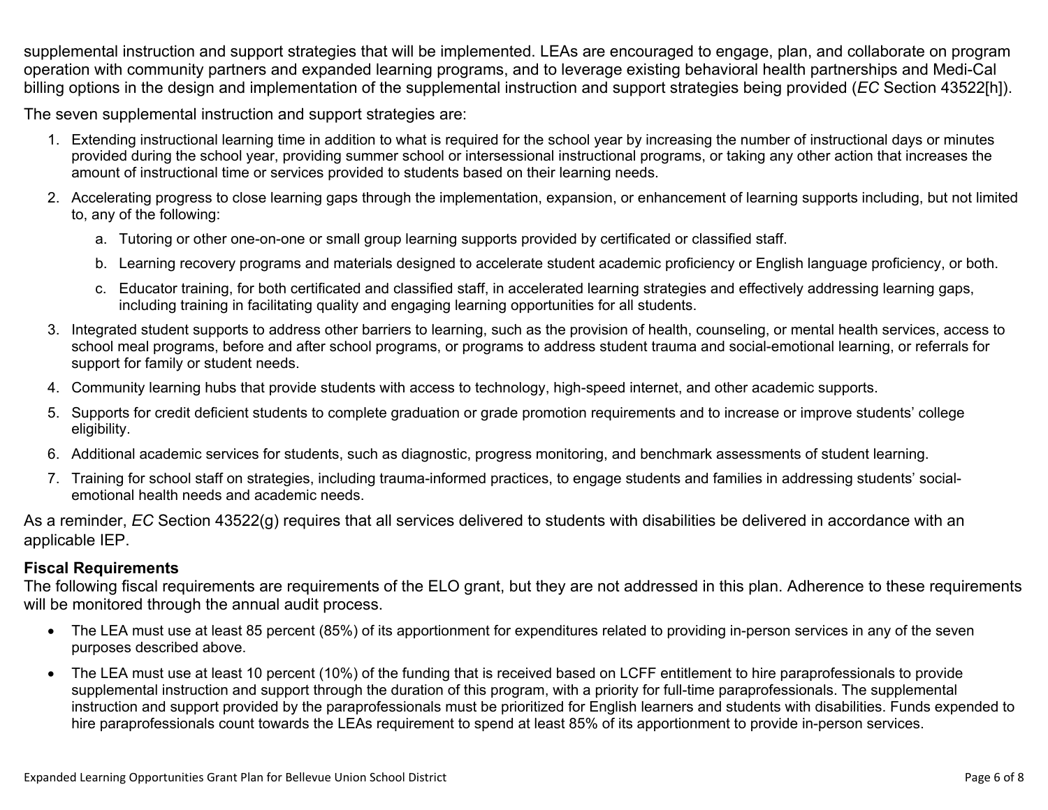supplemental instruction and support strategies that will be implemented. LEAs are encouraged to engage, plan, and collaborate on program operation with community partners and expanded learning programs, and to leverage existing behavioral health partnerships and Medi-Cal billing options in the design and implementation of the supplemental instruction and support strategies being provided (*EC* Section 43522[h]).

The seven supplemental instruction and support strategies are:

1. Extending instructional learning time in addition to what is required for the school year by increasing the number of instructional days or minutes provided during the school year, providing summer school or intersessional instructional programs, or taking any other action that increases the amount of instructional time or services provided to students based on their learning needs.
2. Accelerating progress to close learning gaps through the implementation, expansion, or enhancement of learning supports including, but not limited to, any of the following:
    a. Tutoring or other one-on-one or small group learning supports provided by certificated or classified staff.
    b. Learning recovery programs and materials designed to accelerate student academic proficiency or English language proficiency, or both.
    c. Educator training, for both certificated and classified staff, in accelerated learning strategies and effectively addressing learning gaps, including training in facilitating quality and engaging learning opportunities for all students.
3. Integrated student supports to address other barriers to learning, such as the provision of health, counseling, or mental health services, access to school meal programs, before and after school programs, or programs to address student trauma and social-emotional learning, or referrals for support for family or student needs.
4. Community learning hubs that provide students with access to technology, high-speed internet, and other academic supports.
5. Supports for credit deficient students to complete graduation or grade promotion requirements and to increase or improve students' college eligibility.
6. Additional academic services for students, such as diagnostic, progress monitoring, and benchmark assessments of student learning.
7. Training for school staff on strategies, including trauma-informed practices, to engage students and families in addressing students' social-emotional health needs and academic needs.

As a reminder, *EC* Section 43522(g) requires that all services delivered to students with disabilities be delivered in accordance with an applicable IEP.

**Fiscal Requirements**

The following fiscal requirements are requirements of the ELO grant, but they are not addressed in this plan. Adherence to these requirements will be monitored through the annual audit process.

- The LEA must use at least 85 percent (85%) of its apportionment for expenditures related to providing in-person services in any of the seven purposes described above.
- The LEA must use at least 10 percent (10%) of the funding that is received based on LCFF entitlement to hire paraprofessionals to provide supplemental instruction and support through the duration of this program, with a priority for full-time paraprofessionals. The supplemental instruction and support provided by the paraprofessionals must be prioritized for English learners and students with disabilities. Funds expended to hire paraprofessionals count towards the LEAs requirement to spend at least 85% of its apportionment to provide in-person services.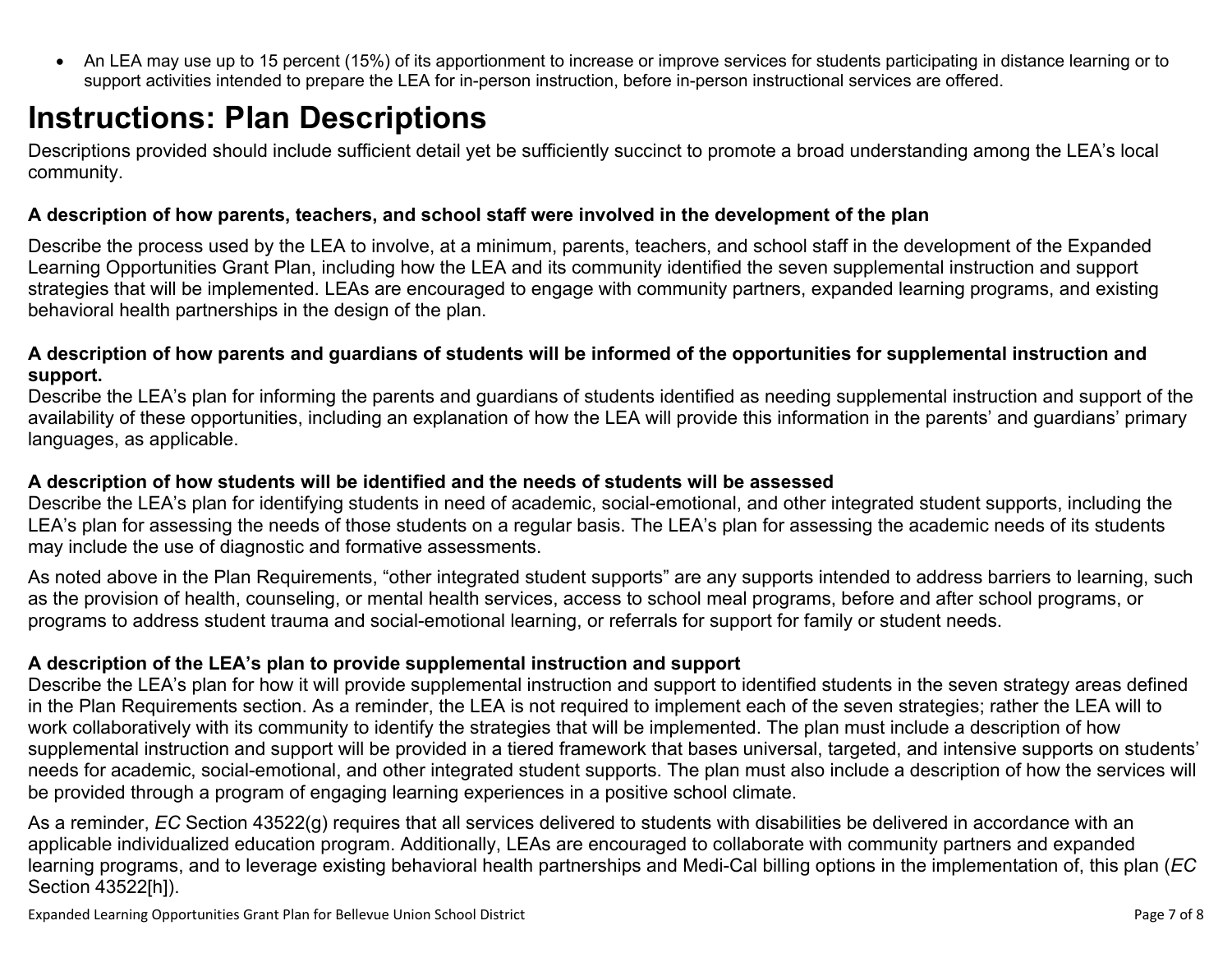- An LEA may use up to 15 percent (15%) of its apportionment to increase or improve services for students participating in distance learning or to support activities intended to prepare the LEA for in-person instruction, before in-person instructional services are offered.

# Instructions: Plan Descriptions

Descriptions provided should include sufficient detail yet be sufficiently succinct to promote a broad understanding among the LEA's local community.

**A description of how parents, teachers, and school staff were involved in the development of the plan**

Describe the process used by the LEA to involve, at a minimum, parents, teachers, and school staff in the development of the Expanded Learning Opportunities Grant Plan, including how the LEA and its community identified the seven supplemental instruction and support strategies that will be implemented. LEAs are encouraged to engage with community partners, expanded learning programs, and existing behavioral health partnerships in the design of the plan.

**A description of how parents and guardians of students will be informed of the opportunities for supplemental instruction and support.**

Describe the LEA's plan for informing the parents and guardians of students identified as needing supplemental instruction and support of the availability of these opportunities, including an explanation of how the LEA will provide this information in the parents' and guardians' primary languages, as applicable.

**A description of how students will be identified and the needs of students will be assessed**

Describe the LEA's plan for identifying students in need of academic, social-emotional, and other integrated student supports, including the LEA's plan for assessing the needs of those students on a regular basis. The LEA's plan for assessing the academic needs of its students may include the use of diagnostic and formative assessments.

As noted above in the Plan Requirements, "other integrated student supports" are any supports intended to address barriers to learning, such as the provision of health, counseling, or mental health services, access to school meal programs, before and after school programs, or programs to address student trauma and social-emotional learning, or referrals for support for family or student needs.

**A description of the LEA's plan to provide supplemental instruction and support**

Describe the LEA's plan for how it will provide supplemental instruction and support to identified students in the seven strategy areas defined in the Plan Requirements section. As a reminder, the LEA is not required to implement each of the seven strategies; rather the LEA will to work collaboratively with its community to identify the strategies that will be implemented. The plan must include a description of how supplemental instruction and support will be provided in a tiered framework that bases universal, targeted, and intensive supports on students' needs for academic, social-emotional, and other integrated student supports. The plan must also include a description of how the services will be provided through a program of engaging learning experiences in a positive school climate.

As a reminder, *EC* Section 43522(g) requires that all services delivered to students with disabilities be delivered in accordance with an applicable individualized education program. Additionally, LEAs are encouraged to collaborate with community partners and expanded learning programs, and to leverage existing behavioral health partnerships and Medi-Cal billing options in the implementation of, this plan (*EC* Section 43522[h]).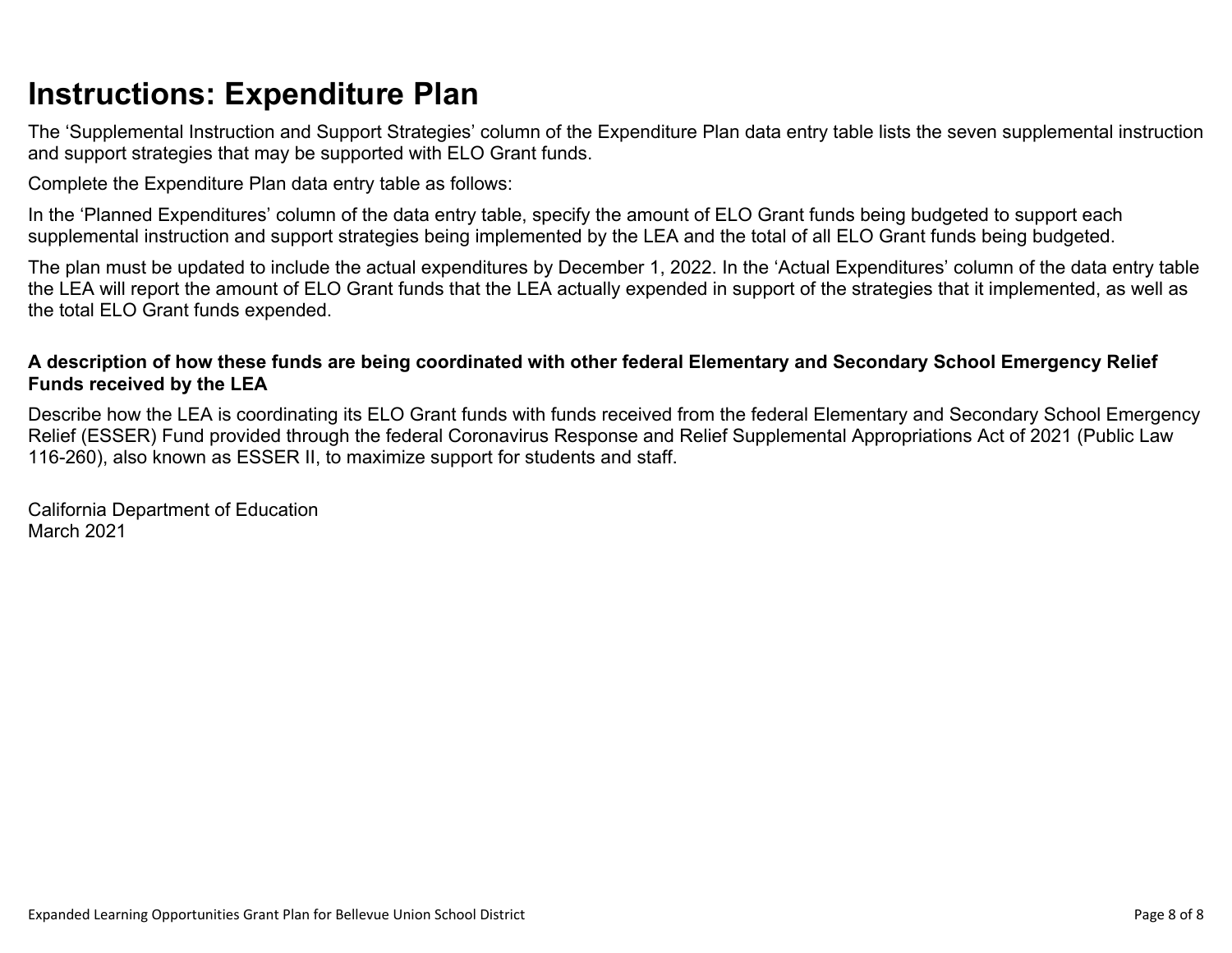# Instructions: Expenditure Plan

The 'Supplemental Instruction and Support Strategies' column of the Expenditure Plan data entry table lists the seven supplemental instruction and support strategies that may be supported with ELO Grant funds.

Complete the Expenditure Plan data entry table as follows:

In the 'Planned Expenditures' column of the data entry table, specify the amount of ELO Grant funds being budgeted to support each supplemental instruction and support strategies being implemented by the LEA and the total of all ELO Grant funds being budgeted.

The plan must be updated to include the actual expenditures by December 1, 2022. In the 'Actual Expenditures' column of the data entry table the LEA will report the amount of ELO Grant funds that the LEA actually expended in support of the strategies that it implemented, as well as the total ELO Grant funds expended.

**A description of how these funds are being coordinated with other federal Elementary and Secondary School Emergency Relief Funds received by the LEA**

Describe how the LEA is coordinating its ELO Grant funds with funds received from the federal Elementary and Secondary School Emergency Relief (ESSER) Fund provided through the federal Coronavirus Response and Relief Supplemental Appropriations Act of 2021 (Public Law 116-260), also known as ESSER II, to maximize support for students and staff.

California Department of Education
March 2021